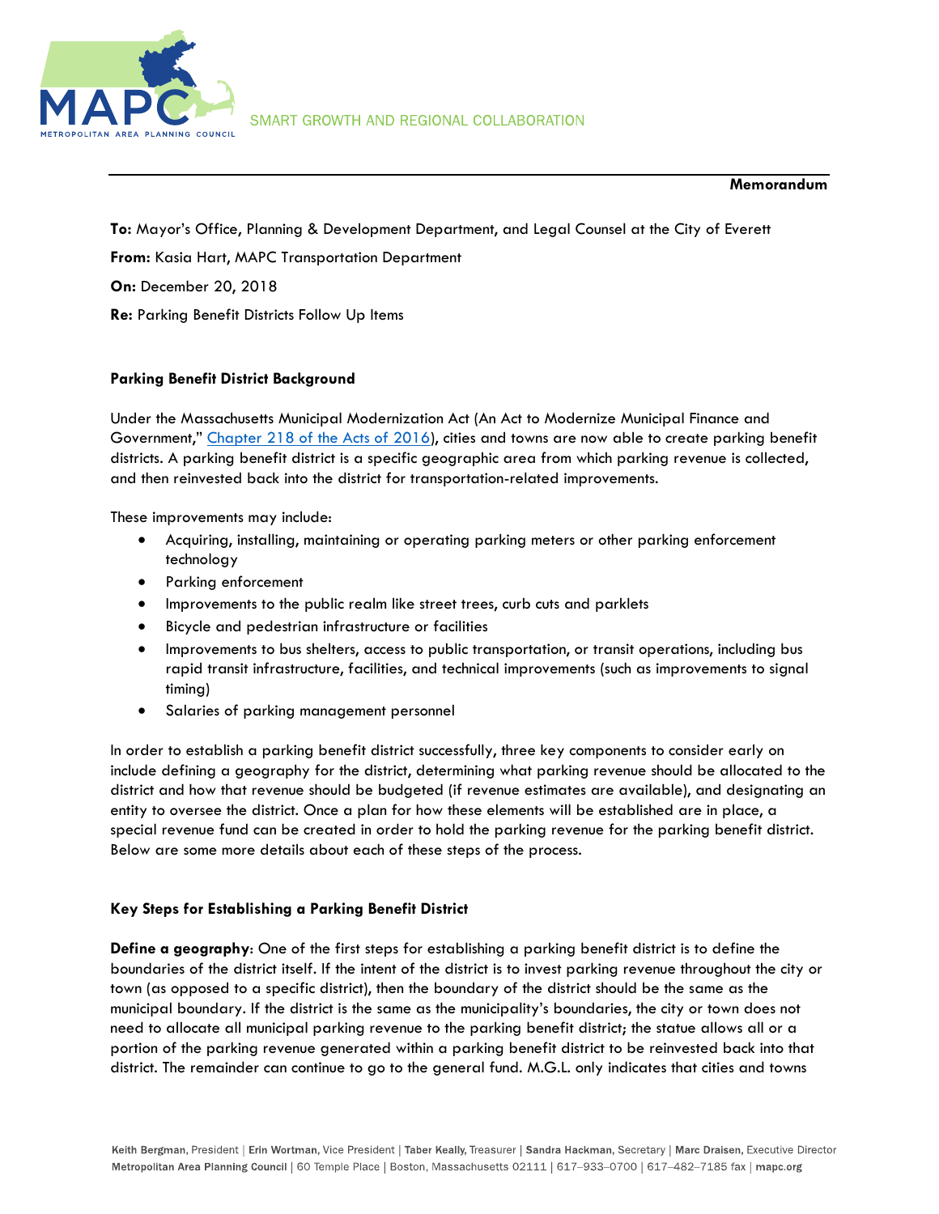SMART GROWTH AND REGIONAL COLLABORATION

**Memorandum**

**To:** Mayor's Office, Planning & Development Department, and Legal Counsel at the City of Everett

**From:** Kasia Hart, MAPC Transportation Department

**On:** December 20, 2018

**Re:** Parking Benefit Districts Follow Up Items

**Parking Benefit District Background**

Under the Massachusetts Municipal Modernization Act (An Act to Modernize Municipal Finance and Government," Chapter 218 of the Acts of 2016), cities and towns are now able to create parking benefit districts. A parking benefit district is a specific geographic area from which parking revenue is collected, and then reinvested back into the district for transportation-related improvements.

These improvements may include:

- Acquiring, installing, maintaining or operating parking meters or other parking enforcement technology
- Parking enforcement
- Improvements to the public realm like street trees, curb cuts and parklets
- Bicycle and pedestrian infrastructure or facilities
- Improvements to bus shelters, access to public transportation, or transit operations, including bus rapid transit infrastructure, facilities, and technical improvements (such as improvements to signal timing)
- Salaries of parking management personnel

In order to establish a parking benefit district successfully, three key components to consider early on include defining a geography for the district, determining what parking revenue should be allocated to the district and how that revenue should be budgeted (if revenue estimates are available), and designating an entity to oversee the district. Once a plan for how these elements will be established are in place, a special revenue fund can be created in order to hold the parking revenue for the parking benefit district. Below are some more details about each of these steps of the process.

**Key Steps for Establishing a Parking Benefit District**

**Define a geography**: One of the first steps for establishing a parking benefit district is to define the boundaries of the district itself. If the intent of the district is to invest parking revenue throughout the city or town (as opposed to a specific district), then the boundary of the district should be the same as the municipal boundary. If the district is the same as the municipality's boundaries, the city or town does not need to allocate all municipal parking revenue to the parking benefit district; the statue allows all or a portion of the parking revenue generated within a parking benefit district to be reinvested back into that district. The remainder can continue to go to the general fund. M.G.L. only indicates that cities and towns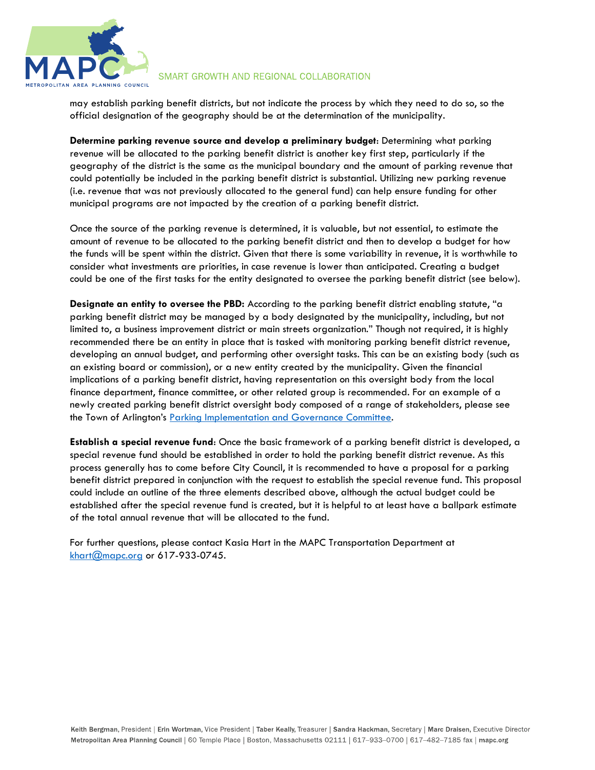may establish parking benefit districts, but not indicate the process by which they need to do so, so the official designation of the geography should be at the determination of the municipality.

**Determine parking revenue source and develop a preliminary budget**: Determining what parking revenue will be allocated to the parking benefit district is another key first step, particularly if the geography of the district is the same as the municipal boundary and the amount of parking revenue that could potentially be included in the parking benefit district is substantial. Utilizing new parking revenue (i.e. revenue that was not previously allocated to the general fund) can help ensure funding for other municipal programs are not impacted by the creation of a parking benefit district.

Once the source of the parking revenue is determined, it is valuable, but not essential, to estimate the amount of revenue to be allocated to the parking benefit district and then to develop a budget for how the funds will be spent within the district. Given that there is some variability in revenue, it is worthwhile to consider what investments are priorities, in case revenue is lower than anticipated. Creating a budget could be one of the first tasks for the entity designated to oversee the parking benefit district (see below).

**Designate an entity to oversee the PBD:** According to the parking benefit district enabling statute, "a parking benefit district may be managed by a body designated by the municipality, including, but not limited to, a business improvement district or main streets organization." Though not required, it is highly recommended there be an entity in place that is tasked with monitoring parking benefit district revenue, developing an annual budget, and performing other oversight tasks. This can be an existing body (such as an existing board or commission), or a new entity created by the municipality. Given the financial implications of a parking benefit district, having representation on this oversight body from the local finance department, finance committee, or other related group is recommended. For an example of a newly created parking benefit district oversight body composed of a range of stakeholders, please see the Town of Arlington's Parking Implementation and Governance Committee.

**Establish a special revenue fund**: Once the basic framework of a parking benefit district is developed, a special revenue fund should be established in order to hold the parking benefit district revenue. As this process generally has to come before City Council, it is recommended to have a proposal for a parking benefit district prepared in conjunction with the request to establish the special revenue fund. This proposal could include an outline of the three elements described above, although the actual budget could be established after the special revenue fund is created, but it is helpful to at least have a ballpark estimate of the total annual revenue that will be allocated to the fund.

For further questions, please contact Kasia Hart in the MAPC Transportation Department at khart@mapc.org or 617-933-0745.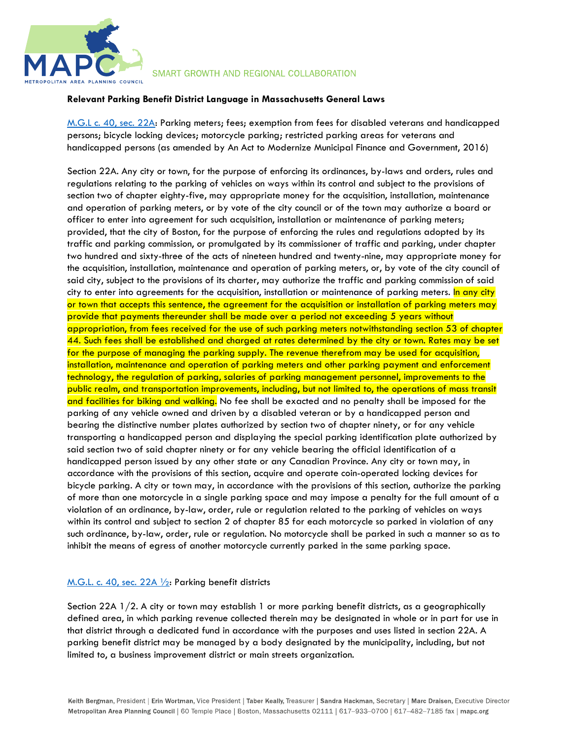**Relevant Parking Benefit District Language in Massachusetts General Laws**

[M.G.L c. 40, sec. 22A](): Parking meters; fees; exemption from fees for disabled veterans and handicapped persons; bicycle locking devices; motorcycle parking; restricted parking areas for veterans and handicapped persons (as amended by An Act to Modernize Municipal Finance and Government, 2016)

Section 22A. Any city or town, for the purpose of enforcing its ordinances, by-laws and orders, rules and regulations relating to the parking of vehicles on ways within its control and subject to the provisions of section two of chapter eighty-five, may appropriate money for the acquisition, installation, maintenance and operation of parking meters, or by vote of the city council or of the town may authorize a board or officer to enter into agreement for such acquisition, installation or maintenance of parking meters; provided, that the city of Boston, for the purpose of enforcing the rules and regulations adopted by its traffic and parking commission, or promulgated by its commissioner of traffic and parking, under chapter two hundred and sixty-three of the acts of nineteen hundred and twenty-nine, may appropriate money for the acquisition, installation, maintenance and operation of parking meters, or, by vote of the city council of said city, subject to the provisions of its charter, may authorize the traffic and parking commission of said city to enter into agreements for the acquisition, installation or maintenance of parking meters. In any city or town that accepts this sentence, the agreement for the acquisition or installation of parking meters may provide that payments thereunder shall be made over a period not exceeding 5 years without appropriation, from fees received for the use of such parking meters notwithstanding section 53 of chapter 44. Such fees shall be established and charged at rates determined by the city or town. Rates may be set for the purpose of managing the parking supply. The revenue therefrom may be used for acquisition, installation, maintenance and operation of parking meters and other parking payment and enforcement technology, the regulation of parking, salaries of parking management personnel, improvements to the public realm, and transportation improvements, including, but not limited to, the operations of mass transit and facilities for biking and walking. No fee shall be exacted and no penalty shall be imposed for the parking of any vehicle owned and driven by a disabled veteran or by a handicapped person and bearing the distinctive number plates authorized by section two of chapter ninety, or for any vehicle transporting a handicapped person and displaying the special parking identification plate authorized by said section two of said chapter ninety or for any vehicle bearing the official identification of a handicapped person issued by any other state or any Canadian Province. Any city or town may, in accordance with the provisions of this section, acquire and operate coin-operated locking devices for bicycle parking. A city or town may, in accordance with the provisions of this section, authorize the parking of more than one motorcycle in a single parking space and may impose a penalty for the full amount of a violation of an ordinance, by-law, order, rule or regulation related to the parking of vehicles on ways within its control and subject to section 2 of chapter 85 for each motorcycle so parked in violation of any such ordinance, by-law, order, rule or regulation. No motorcycle shall be parked in such a manner so as to inhibit the means of egress of another motorcycle currently parked in the same parking space.

[M.G.L. c. 40, sec. 22A ½](): Parking benefit districts

Section 22A 1/2. A city or town may establish 1 or more parking benefit districts, as a geographically defined area, in which parking revenue collected therein may be designated in whole or in part for use in that district through a dedicated fund in accordance with the purposes and uses listed in section 22A. A parking benefit district may be managed by a body designated by the municipality, including, but not limited to, a business improvement district or main streets organization.